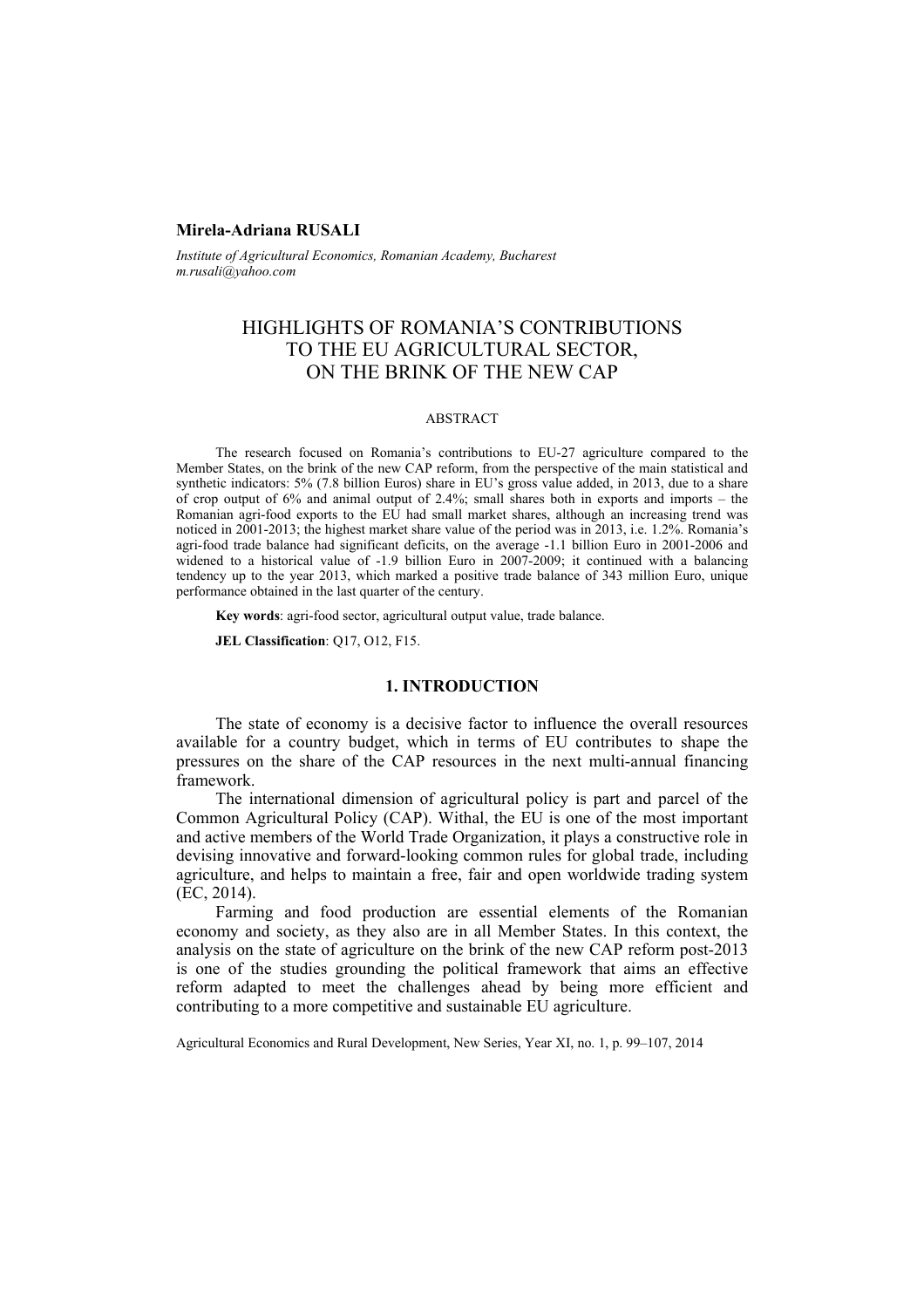**Mirela-Adriana RUSALI**

*Institute of Agricultural Economics, Romanian Academy, Bucharest*
*m.rusali@yahoo.com*

# HIGHLIGHTS OF ROMANIA'S CONTRIBUTIONS TO THE EU AGRICULTURAL SECTOR, ON THE BRINK OF THE NEW CAP

## ABSTRACT

The research focused on Romania's contributions to EU-27 agriculture compared to the Member States, on the brink of the new CAP reform, from the perspective of the main statistical and synthetic indicators: 5% (7.8 billion Euros) share in EU's gross value added, in 2013, due to a share of crop output of 6% and animal output of 2.4%; small shares both in exports and imports – the Romanian agri-food exports to the EU had small market shares, although an increasing trend was noticed in 2001-2013; the highest market share value of the period was in 2013, i.e. 1.2%. Romania's agri-food trade balance had significant deficits, on the average -1.1 billion Euro in 2001-2006 and widened to a historical value of -1.9 billion Euro in 2007-2009; it continued with a balancing tendency up to the year 2013, which marked a positive trade balance of 343 million Euro, unique performance obtained in the last quarter of the century.

**Key words**: agri-food sector, agricultural output value, trade balance.

**JEL Classification**: Q17, O12, F15.

## 1. INTRODUCTION

The state of economy is a decisive factor to influence the overall resources available for a country budget, which in terms of EU contributes to shape the pressures on the share of the CAP resources in the next multi-annual financing framework.

The international dimension of agricultural policy is part and parcel of the Common Agricultural Policy (CAP). Withal, the EU is one of the most important and active members of the World Trade Organization, it plays a constructive role in devising innovative and forward-looking common rules for global trade, including agriculture, and helps to maintain a free, fair and open worldwide trading system (EC, 2014).

Farming and food production are essential elements of the Romanian economy and society, as they also are in all Member States. In this context, the analysis on the state of agriculture on the brink of the new CAP reform post-2013 is one of the studies grounding the political framework that aims an effective reform adapted to meet the challenges ahead by being more efficient and contributing to a more competitive and sustainable EU agriculture.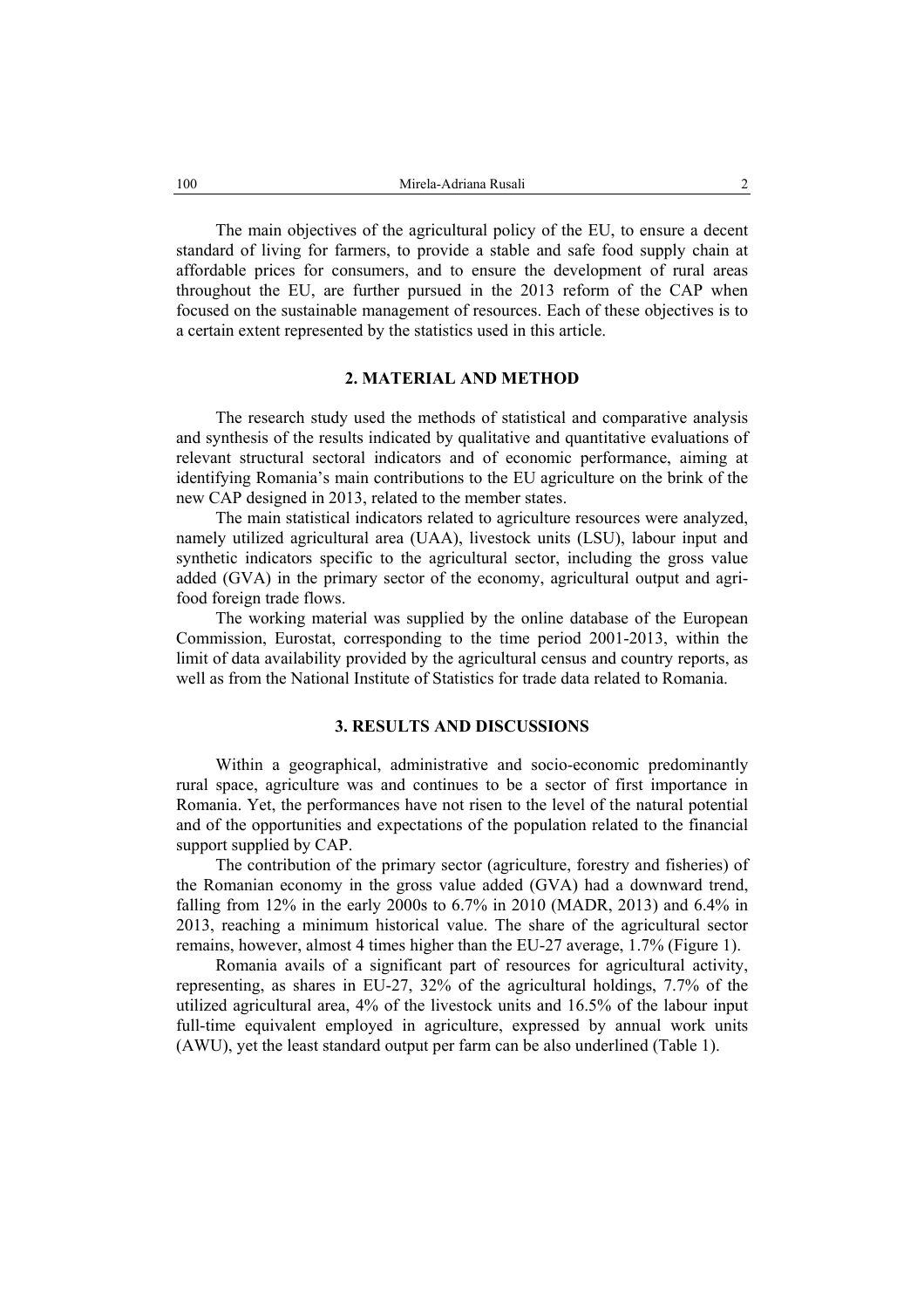The main objectives of the agricultural policy of the EU, to ensure a decent standard of living for farmers, to provide a stable and safe food supply chain at affordable prices for consumers, and to ensure the development of rural areas throughout the EU, are further pursued in the 2013 reform of the CAP when focused on the sustainable management of resources. Each of these objectives is to a certain extent represented by the statistics used in this article.

## 2. MATERIAL AND METHOD

The research study used the methods of statistical and comparative analysis and synthesis of the results indicated by qualitative and quantitative evaluations of relevant structural sectoral indicators and of economic performance, aiming at identifying Romania's main contributions to the EU agriculture on the brink of the new CAP designed in 2013, related to the member states.

The main statistical indicators related to agriculture resources were analyzed, namely utilized agricultural area (UAA), livestock units (LSU), labour input and synthetic indicators specific to the agricultural sector, including the gross value added (GVA) in the primary sector of the economy, agricultural output and agri-food foreign trade flows.

The working material was supplied by the online database of the European Commission, Eurostat, corresponding to the time period 2001-2013, within the limit of data availability provided by the agricultural census and country reports, as well as from the National Institute of Statistics for trade data related to Romania.

## 3. RESULTS AND DISCUSSIONS

Within a geographical, administrative and socio-economic predominantly rural space, agriculture was and continues to be a sector of first importance in Romania. Yet, the performances have not risen to the level of the natural potential and of the opportunities and expectations of the population related to the financial support supplied by CAP.

The contribution of the primary sector (agriculture, forestry and fisheries) of the Romanian economy in the gross value added (GVA) had a downward trend, falling from 12% in the early 2000s to 6.7% in 2010 (MADR, 2013) and 6.4% in 2013, reaching a minimum historical value. The share of the agricultural sector remains, however, almost 4 times higher than the EU-27 average, 1.7% (Figure 1).

Romania avails of a significant part of resources for agricultural activity, representing, as shares in EU-27, 32% of the agricultural holdings, 7.7% of the utilized agricultural area, 4% of the livestock units and 16.5% of the labour input full-time equivalent employed in agriculture, expressed by annual work units (AWU), yet the least standard output per farm can be also underlined (Table 1).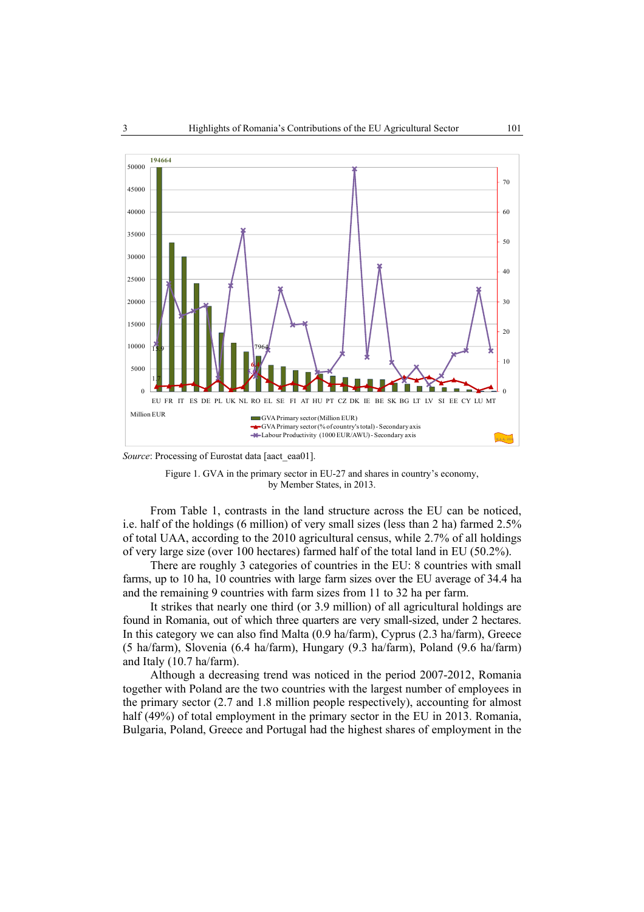Source: Processing of Eurostat data [aact_eaa01].

Figure 1. GVA in the primary sector in EU-27 and shares in country's economy, by Member States, in 2013.

From Table 1, contrasts in the land structure across the EU can be noticed, i.e. half of the holdings (6 million) of very small sizes (less than 2 ha) farmed 2.5% of total UAA, according to the 2010 agricultural census, while 2.7% of all holdings of very large size (over 100 hectares) farmed half of the total land in EU (50.2%).

There are roughly 3 categories of countries in the EU: 8 countries with small farms, up to 10 ha, 10 countries with large farm sizes over the EU average of 34.4 ha and the remaining 9 countries with farm sizes from 11 to 32 ha per farm.

It strikes that nearly one third (or 3.9 million) of all agricultural holdings are found in Romania, out of which three quarters are very small-sized, under 2 hectares. In this category we can also find Malta (0.9 ha/farm), Cyprus (2.3 ha/farm), Greece (5 ha/farm), Slovenia (6.4 ha/farm), Hungary (9.3 ha/farm), Poland (9.6 ha/farm) and Italy (10.7 ha/farm).

Although a decreasing trend was noticed in the period 2007-2012, Romania together with Poland are the two countries with the largest number of employees in the primary sector (2.7 and 1.8 million people respectively), accounting for almost half (49%) of total employment in the primary sector in the EU in 2013. Romania, Bulgaria, Poland, Greece and Portugal had the highest shares of employment in the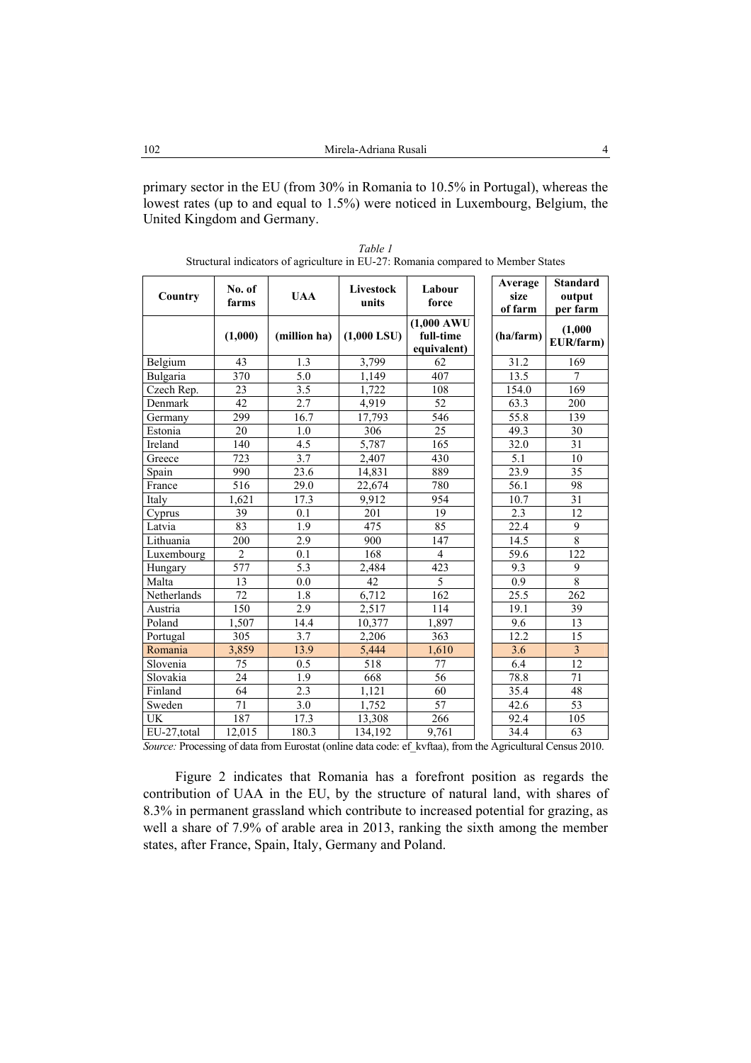primary sector in the EU (from 30% in Romania to 10.5% in Portugal), whereas the lowest rates (up to and equal to 1.5%) were noticed in Luxembourg, Belgium, the United Kingdom and Germany.

*Table 1*
Structural indicators of agriculture in EU-27: Romania compared to Member States

| Country | No. of farms | UAA | Livestock units | Labour force | Average size of farm | Standard output per farm |
|---|---|---|---|---|---|---|
| | **(1,000)** | **(million ha)** | **(1,000 LSU)** | **(1,000 AWU full-time equivalent)** | **(ha/farm)** | **(1,000 EUR/farm)** |
| Belgium | 43 | 1.3 | 3,799 | 62 | 31.2 | 169 |
| Bulgaria | 370 | 5.0 | 1,149 | 407 | 13.5 | 7 |
| Czech Rep. | 23 | 3.5 | 1,722 | 108 | 154.0 | 169 |
| Denmark | 42 | 2.7 | 4,919 | 52 | 63.3 | 200 |
| Germany | 299 | 16.7 | 17,793 | 546 | 55.8 | 139 |
| Estonia | 20 | 1.0 | 306 | 25 | 49.3 | 30 |
| Ireland | 140 | 4.5 | 5,787 | 165 | 32.0 | 31 |
| Greece | 723 | 3.7 | 2,407 | 430 | 5.1 | 10 |
| Spain | 990 | 23.6 | 14,831 | 889 | 23.9 | 35 |
| France | 516 | 29.0 | 22,674 | 780 | 56.1 | 98 |
| Italy | 1,621 | 17.3 | 9,912 | 954 | 10.7 | 31 |
| Cyprus | 39 | 0.1 | 201 | 19 | 2.3 | 12 |
| Latvia | 83 | 1.9 | 475 | 85 | 22.4 | 9 |
| Lithuania | 200 | 2.9 | 900 | 147 | 14.5 | 8 |
| Luxembourg | 2 | 0.1 | 168 | 4 | 59.6 | 122 |
| Hungary | 577 | 5.3 | 2,484 | 423 | 9.3 | 9 |
| Malta | 13 | 0.0 | 42 | 5 | 0.9 | 8 |
| Netherlands | 72 | 1.8 | 6,712 | 162 | 25.5 | 262 |
| Austria | 150 | 2.9 | 2,517 | 114 | 19.1 | 39 |
| Poland | 1,507 | 14.4 | 10,377 | 1,897 | 9.6 | 13 |
| Portugal | 305 | 3.7 | 2,206 | 363 | 12.2 | 15 |
| Romania | 3,859 | 13.9 | 5,444 | 1,610 | 3.6 | 3 |
| Slovenia | 75 | 0.5 | 518 | 77 | 6.4 | 12 |
| Slovakia | 24 | 1.9 | 668 | 56 | 78.8 | 71 |
| Finland | 64 | 2.3 | 1,121 | 60 | 35.4 | 48 |
| Sweden | 71 | 3.0 | 1,752 | 57 | 42.6 | 53 |
| UK | 187 | 17.3 | 13,308 | 266 | 92.4 | 105 |
| EU-27,total | 12,015 | 180.3 | 134,192 | 9,761 | 34.4 | 63 |

*Source:* Processing of data from Eurostat (online data code: ef_kvftaa), from the Agricultural Census 2010.

Figure 2 indicates that Romania has a forefront position as regards the contribution of UAA in the EU, by the structure of natural land, with shares of 8.3% in permanent grassland which contribute to increased potential for grazing, as well a share of 7.9% of arable area in 2013, ranking the sixth among the member states, after France, Spain, Italy, Germany and Poland.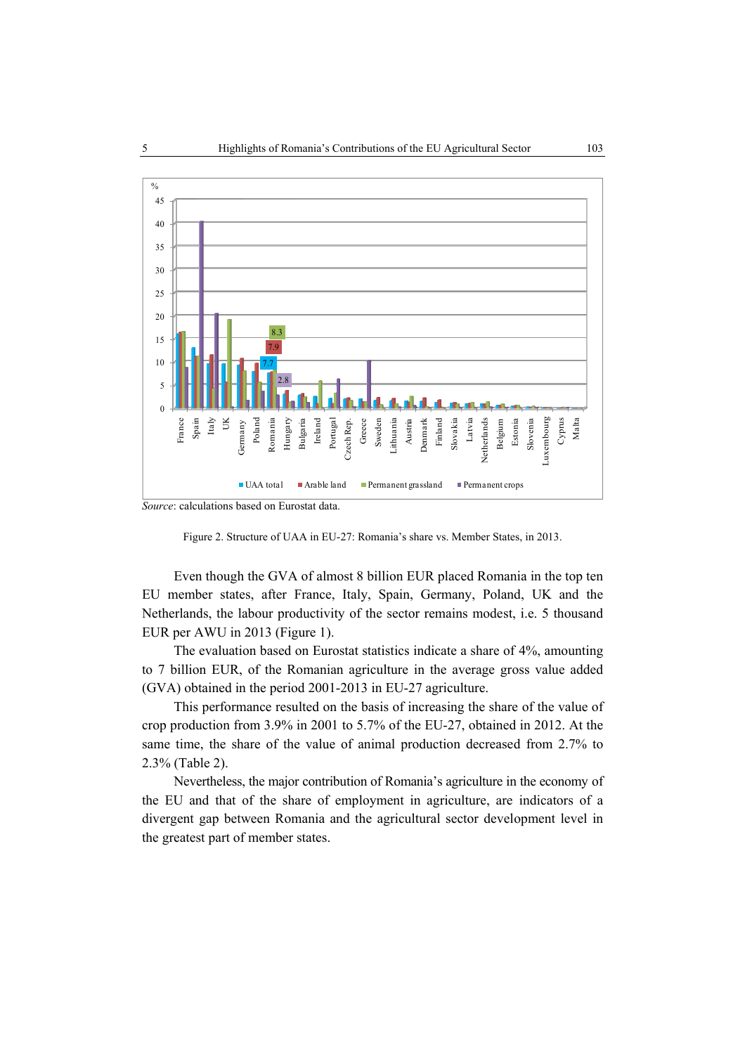*Source*: calculations based on Eurostat data.

Figure 2. Structure of UAA in EU-27: Romania's share vs. Member States, in 2013.

Even though the GVA of almost 8 billion EUR placed Romania in the top ten EU member states, after France, Italy, Spain, Germany, Poland, UK and the Netherlands, the labour productivity of the sector remains modest, i.e. 5 thousand EUR per AWU in 2013 (Figure 1).

The evaluation based on Eurostat statistics indicate a share of 4%, amounting to 7 billion EUR, of the Romanian agriculture in the average gross value added (GVA) obtained in the period 2001-2013 in EU-27 agriculture.

This performance resulted on the basis of increasing the share of the value of crop production from 3.9% in 2001 to 5.7% of the EU-27, obtained in 2012. At the same time, the share of the value of animal production decreased from 2.7% to 2.3% (Table 2).

Nevertheless, the major contribution of Romania's agriculture in the economy of the EU and that of the share of employment in agriculture, are indicators of a divergent gap between Romania and the agricultural sector development level in the greatest part of member states.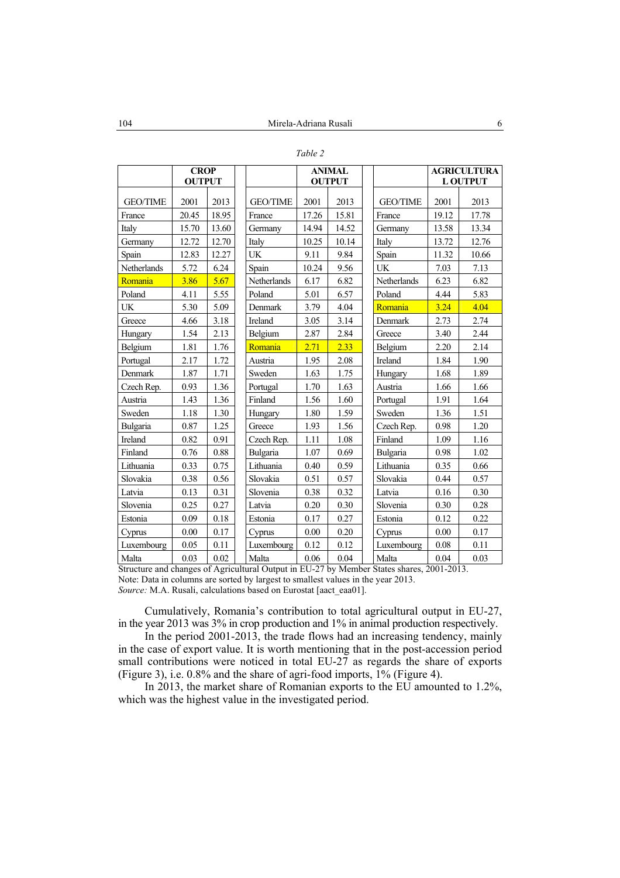*Table 2*

| | CROP OUTPUT | | | ANIMAL OUTPUT | | | AGRICULTURAL OUTPUT | |
|---|---|---|---|---|---|---|---|---|
| GEO/TIME | 2001 | 2013 | GEO/TIME | 2001 | 2013 | GEO/TIME | 2001 | 2013 |
| France | 20.45 | 18.95 | France | 17.26 | 15.81 | France | 19.12 | 17.78 |
| Italy | 15.70 | 13.60 | Germany | 14.94 | 14.52 | Germany | 13.58 | 13.34 |
| Germany | 12.72 | 12.70 | Italy | 10.25 | 10.14 | Italy | 13.72 | 12.76 |
| Spain | 12.83 | 12.27 | UK | 9.11 | 9.84 | Spain | 11.32 | 10.66 |
| Netherlands | 5.72 | 6.24 | Spain | 10.24 | 9.56 | UK | 7.03 | 7.13 |
| Romania | 3.86 | 5.67 | Netherlands | 6.17 | 6.82 | Netherlands | 6.23 | 6.82 |
| Poland | 4.11 | 5.55 | Poland | 5.01 | 6.57 | Poland | 4.44 | 5.83 |
| UK | 5.30 | 5.09 | Denmark | 3.79 | 4.04 | Romania | 3.24 | 4.04 |
| Greece | 4.66 | 3.18 | Ireland | 3.05 | 3.14 | Denmark | 2.73 | 2.74 |
| Hungary | 1.54 | 2.13 | Belgium | 2.87 | 2.84 | Greece | 3.40 | 2.44 |
| Belgium | 1.81 | 1.76 | Romania | 2.71 | 2.33 | Belgium | 2.20 | 2.14 |
| Portugal | 2.17 | 1.72 | Austria | 1.95 | 2.08 | Ireland | 1.84 | 1.90 |
| Denmark | 1.87 | 1.71 | Sweden | 1.63 | 1.75 | Hungary | 1.68 | 1.89 |
| Czech Rep. | 0.93 | 1.36 | Portugal | 1.70 | 1.63 | Austria | 1.66 | 1.66 |
| Austria | 1.43 | 1.36 | Finland | 1.56 | 1.60 | Portugal | 1.91 | 1.64 |
| Sweden | 1.18 | 1.30 | Hungary | 1.80 | 1.59 | Sweden | 1.36 | 1.51 |
| Bulgaria | 0.87 | 1.25 | Greece | 1.93 | 1.56 | Czech Rep. | 0.98 | 1.20 |
| Ireland | 0.82 | 0.91 | Czech Rep. | 1.11 | 1.08 | Finland | 1.09 | 1.16 |
| Finland | 0.76 | 0.88 | Bulgaria | 1.07 | 0.69 | Bulgaria | 0.98 | 1.02 |
| Lithuania | 0.33 | 0.75 | Lithuania | 0.40 | 0.59 | Lithuania | 0.35 | 0.66 |
| Slovakia | 0.38 | 0.56 | Slovakia | 0.51 | 0.57 | Slovakia | 0.44 | 0.57 |
| Latvia | 0.13 | 0.31 | Slovenia | 0.38 | 0.32 | Latvia | 0.16 | 0.30 |
| Slovenia | 0.25 | 0.27 | Latvia | 0.20 | 0.30 | Slovenia | 0.30 | 0.28 |
| Estonia | 0.09 | 0.18 | Estonia | 0.17 | 0.27 | Estonia | 0.12 | 0.22 |
| Cyprus | 0.00 | 0.17 | Cyprus | 0.00 | 0.20 | Cyprus | 0.00 | 0.17 |
| Luxembourg | 0.05 | 0.11 | Luxembourg | 0.12 | 0.12 | Luxembourg | 0.08 | 0.11 |
| Malta | 0.03 | 0.02 | Malta | 0.06 | 0.04 | Malta | 0.04 | 0.03 |

Structure and changes of Agricultural Output in EU-27 by Member States shares, 2001-2013.
Note: Data in columns are sorted by largest to smallest values in the year 2013.
*Source:* M.A. Rusali, calculations based on Eurostat [aact_eaa01].

Cumulatively, Romania's contribution to total agricultural output in EU-27, in the year 2013 was 3% in crop production and 1% in animal production respectively.

In the period 2001-2013, the trade flows had an increasing tendency, mainly in the case of export value. It is worth mentioning that in the post-accession period small contributions were noticed in total EU-27 as regards the share of exports (Figure 3), i.e. 0.8% and the share of agri-food imports, 1% (Figure 4).

In 2013, the market share of Romanian exports to the EU amounted to 1.2%, which was the highest value in the investigated period.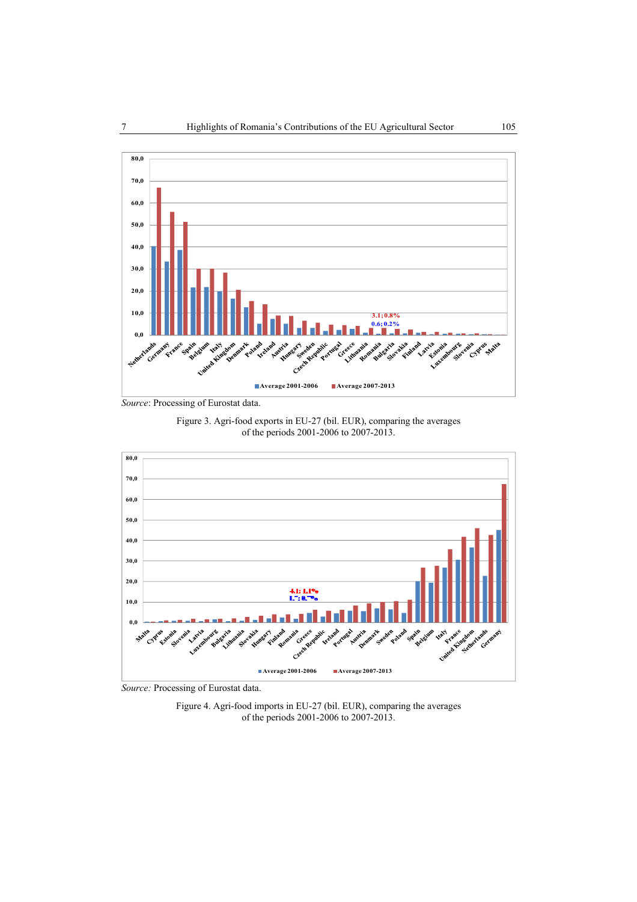*Source*: Processing of Eurostat data.

Figure 3. Agri-food exports in EU-27 (bil. EUR), comparing the averages of the periods 2001-2006 to 2007-2013.

*Source:* Processing of Eurostat data.

Figure 4. Agri-food imports in EU-27 (bil. EUR), comparing the averages of the periods 2001-2006 to 2007-2013.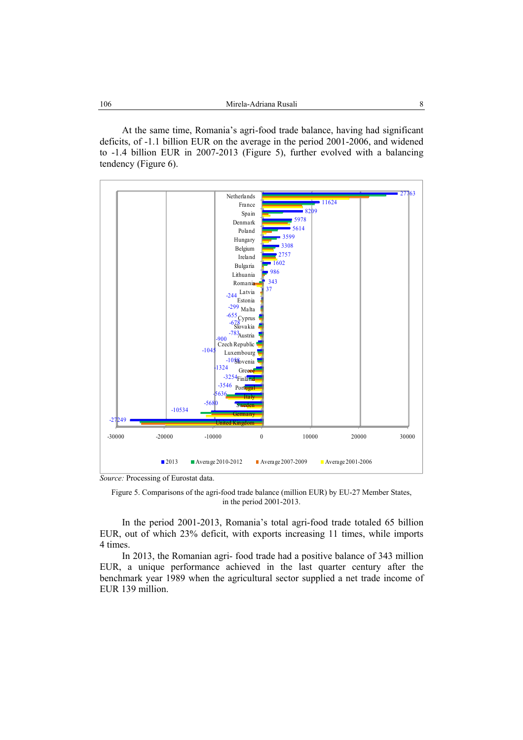At the same time, Romania's agri-food trade balance, having had significant deficits, of -1.1 billion EUR on the average in the period 2001-2006, and widened to -1.4 billion EUR in 2007-2013 (Figure 5), further evolved with a balancing tendency (Figure 6).

*Source:* Processing of Eurostat data.

Figure 5. Comparisons of the agri-food trade balance (million EUR) by EU-27 Member States, in the period 2001-2013.

In the period 2001-2013, Romania's total agri-food trade totaled 65 billion EUR, out of which 23% deficit, with exports increasing 11 times, while imports 4 times.

In 2013, the Romanian agri- food trade had a positive balance of 343 million EUR, a unique performance achieved in the last quarter century after the benchmark year 1989 when the agricultural sector supplied a net trade income of EUR 139 million.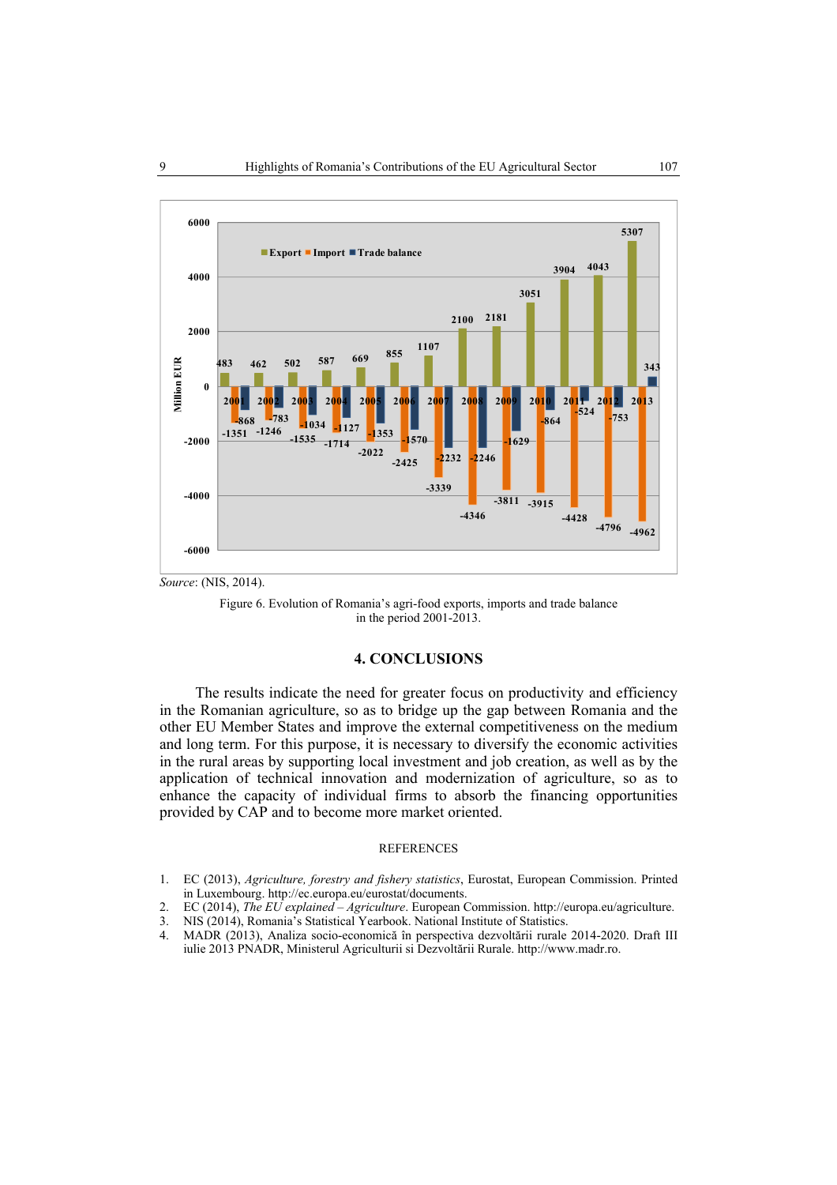6000

4000

2000

0

-2000

-4000

-6000

Million EUR

Export Import Trade balance

483 462 502 587 669 855 1107 2100 2181 3051 3904 4043 5307 343

2001 2002 2003 2004 2005 2006 2007 2008 2009 2010 2011 2012 2013

-868 -783 -1034 -1127 -1353 -1570 -2232 -2246 -1629 -864 -524 -753

-1351 -1246 -1535 -1714 -2022 -2425 -3339 -4346 -3811 -3915 -4428 -4796 -4962

*Source*: (NIS, 2014).

Figure 6. Evolution of Romania's agri-food exports, imports and trade balance in the period 2001-2013.

## 4. CONCLUSIONS

The results indicate the need for greater focus on productivity and efficiency in the Romanian agriculture, so as to bridge up the gap between Romania and the other EU Member States and improve the external competitiveness on the medium and long term. For this purpose, it is necessary to diversify the economic activities in the rural areas by supporting local investment and job creation, as well as by the application of technical innovation and modernization of agriculture, so as to enhance the capacity of individual firms to absorb the financing opportunities provided by CAP and to become more market oriented.

## REFERENCES

1. EC (2013), *Agriculture, forestry and fishery statistics*, Eurostat, European Commission. Printed in Luxembourg. http://ec.europa.eu/eurostat/documents.
2. EC (2014), *The EU explained – Agriculture*. European Commission. http://europa.eu/agriculture.
3. NIS (2014), Romania's Statistical Yearbook. National Institute of Statistics.
4. MADR (2013), Analiza socio-economică în perspectiva dezvoltării rurale 2014-2020. Draft III iulie 2013 PNADR, Ministerul Agriculturii si Dezvoltării Rurale. http://www.madr.ro.